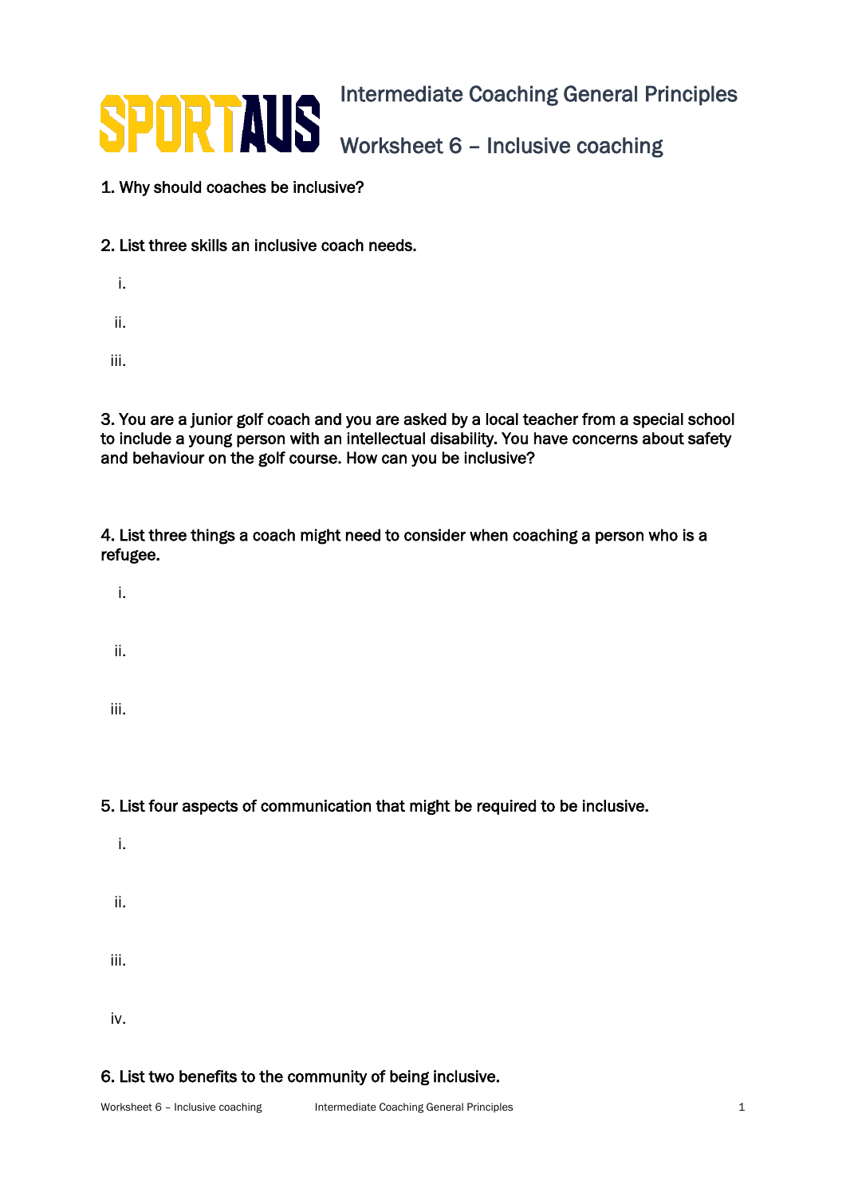SPORTAUS

# Intermediate Coaching General Principles

## Worksheet 6 – Inclusive coaching

1. Why should coaches be inclusive?

2. List three skills an inclusive coach needs.

i.

ii.

iii.

3. You are a junior golf coach and you are asked by a local teacher from a special school to include a young person with an intellectual disability. You have concerns about safety and behaviour on the golf course. How can you be inclusive?

4. List three things a coach might need to consider when coaching a person who is a refugee.

i.

ii.

iii.

5. List four aspects of communication that might be required to be inclusive.

i.

ii.

iii.

iv.

6. List two benefits to the community of being inclusive.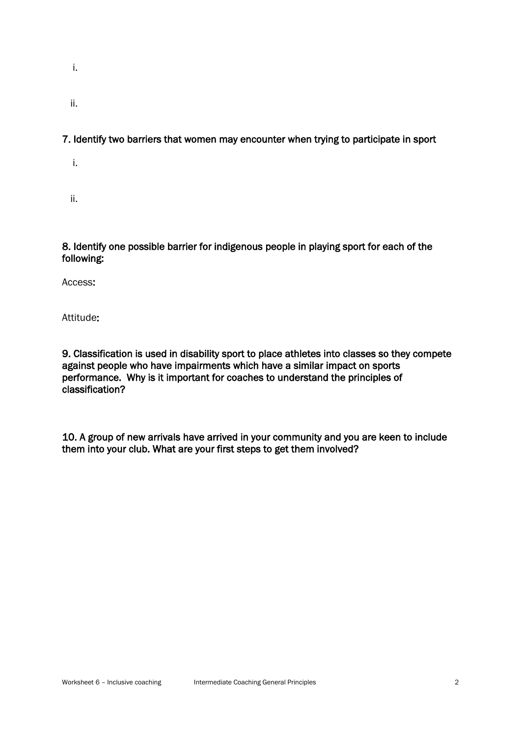i.

ii.

**7. Identify two barriers that women may encounter when trying to participate in sport**

i.

ii.

**8. Identify one possible barrier for indigenous people in playing sport for each of the following:**

Access:

Attitude:

**9. Classification is used in disability sport to place athletes into classes so they compete against people who have impairments which have a similar impact on sports performance. Why is it important for coaches to understand the principles of classification?**

**10. A group of new arrivals have arrived in your community and you are keen to include them into your club. What are your first steps to get them involved?**